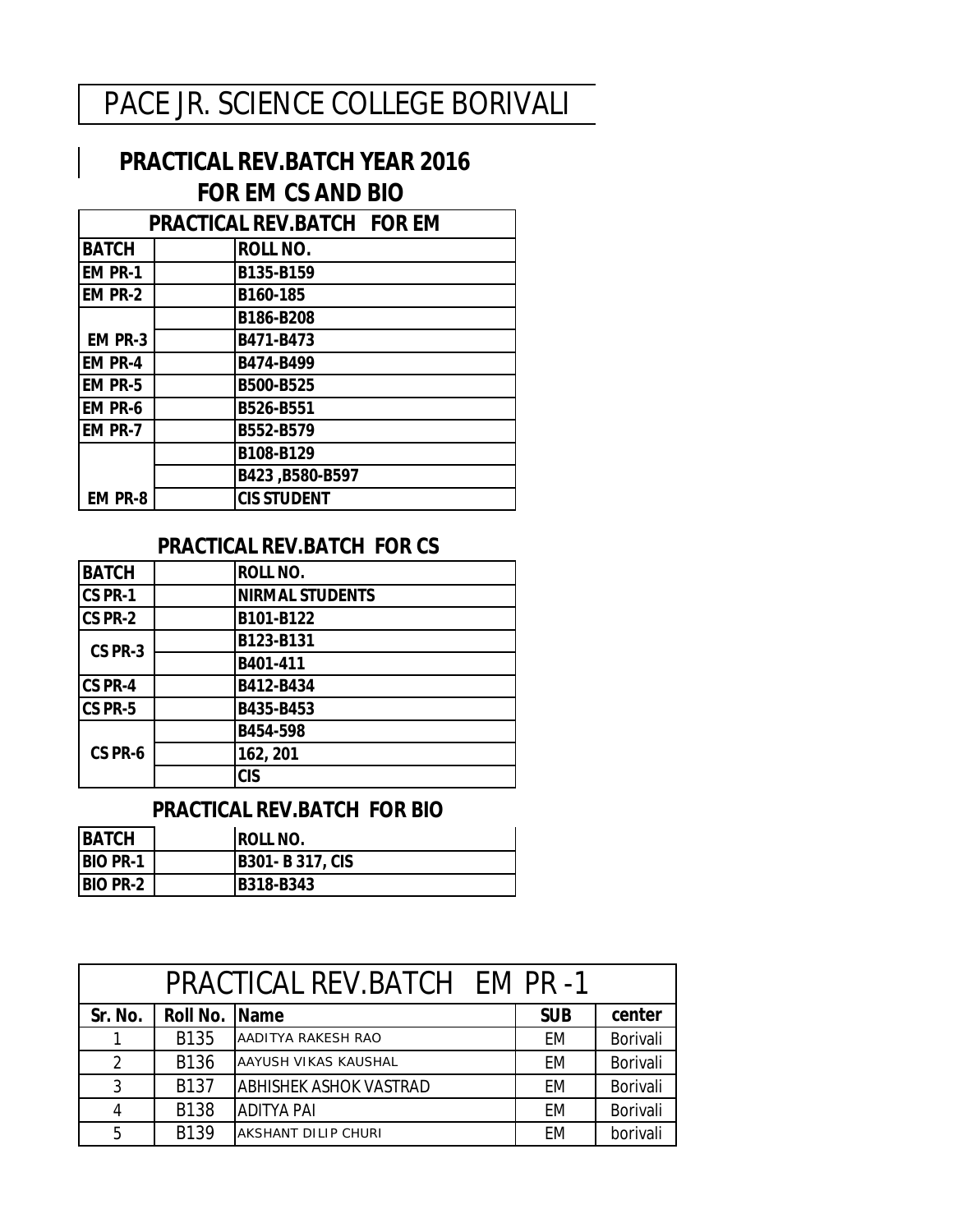# PACE JR. SCIENCE COLLEGE BORIVALI

## PRACTICAL REV.BATCH YEAR 2016
## FOR EM CS AND BIO

| PRACTICAL REV.BATCH FOR EM | | |
|---|---|---|
| **BATCH** | | **ROLL NO.** |
| **EM PR-1** | | **B135-B159** |
| **EM PR-2** | | **B160-185** |
| | | **B186-B208** |
| **EM PR-3** | | **B471-B473** |
| **EM PR-4** | | **B474-B499** |
| **EM PR-5** | | **B500-B525** |
| **EM PR-6** | | **B526-B551** |
| **EM PR-7** | | **B552-B579** |
| | | **B108-B129** |
| | | **B423 ,B580-B597** |
| **EM PR-8** | | **CIS STUDENT** |

### PRACTICAL REV.BATCH FOR CS

| **BATCH** | | **ROLL NO.** |
|---|---|---|
| **CS PR-1** | | **NIRMAL STUDENTS** |
| **CS PR-2** | | **B101-B122** |
| **CS PR-3** | | **B123-B131** |
| | | **B401-411** |
| **CS PR-4** | | **B412-B434** |
| **CS PR-5** | | **B435-B453** |
| | | **B454-598** |
| **CS PR-6** | | **162, 201** |
| | | **CIS** |

### PRACTICAL REV.BATCH FOR BIO

| **BATCH** | | **ROLL NO.** |
|---|---|---|
| **BIO PR-1** | | **B301- B 317, CIS** |
| **BIO PR-2** | | **B318-B343** |

| PRACTICAL REV.BATCH EM PR -1 | | | | |
|---|---|---|---|---|
| **Sr. No.** | **Roll No.** | **Name** | **SUB** | **center** |
| 1 | B135 | AADITYA RAKESH RAO | EM | Borivali |
| 2 | B136 | AAYUSH VIKAS KAUSHAL | EM | Borivali |
| 3 | B137 | ABHISHEK ASHOK VASTRAD | EM | Borivali |
| 4 | B138 | ADITYA PAI | EM | Borivali |
| 5 | B139 | AKSHANT DILIP CHURI | EM | borivali |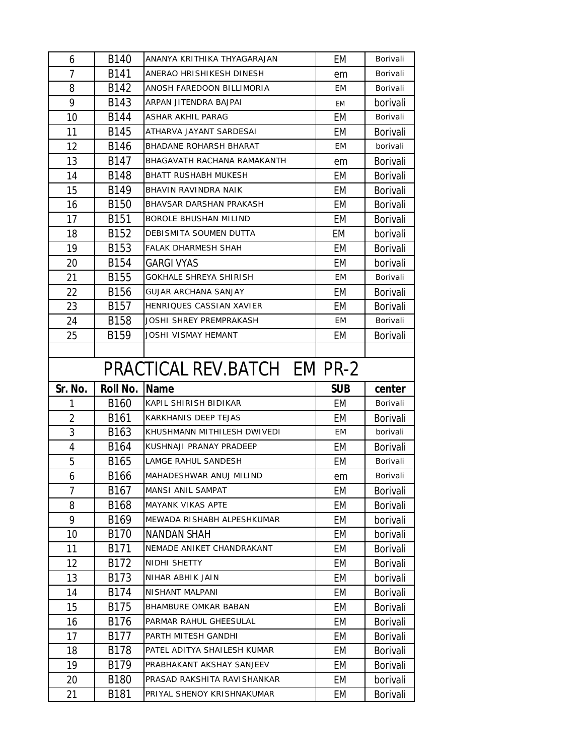| 6 | B140 | ANANYA KRITHIKA THYAGARAJAN | EM | Borivali |
|---|---|---|---|---|
| 7 | B141 | ANERAO HRISHIKESH DINESH | em | Borivali |
| 8 | B142 | ANOSH FAREDOON BILLIMORIA | EM | Borivali |
| 9 | B143 | ARPAN JITENDRA BAJPAI | EM | borivali |
| 10 | B144 | ASHAR AKHIL PARAG | EM | Borivali |
| 11 | B145 | ATHARVA JAYANT SARDESAI | EM | Borivali |
| 12 | B146 | BHADANE ROHARSH BHARAT | EM | borivali |
| 13 | B147 | BHAGAVATH RACHANA RAMAKANTH | em | Borivali |
| 14 | B148 | BHATT RUSHABH MUKESH | EM | Borivali |
| 15 | B149 | BHAVIN RAVINDRA NAIK | EM | Borivali |
| 16 | B150 | BHAVSAR DARSHAN PRAKASH | EM | Borivali |
| 17 | B151 | BOROLE BHUSHAN MILIND | EM | Borivali |
| 18 | B152 | DEBISMITA SOUMEN DUTTA | EM | borivali |
| 19 | B153 | FALAK DHARMESH SHAH | EM | Borivali |
| 20 | B154 | GARGI VYAS | EM | borivali |
| 21 | B155 | GOKHALE SHREYA SHIRISH | EM | Borivali |
| 22 | B156 | GUJAR ARCHANA SANJAY | EM | Borivali |
| 23 | B157 | HENRIQUES CASSIAN XAVIER | EM | Borivali |
| 24 | B158 | JOSHI SHREY PREMPRAKASH | EM | Borivali |
| 25 | B159 | JOSHI VISMAY HEMANT | EM | Borivali |

## PRACTICAL REV.BATCH EM PR-2

| Sr. No. | Roll No. | Name | SUB | center |
|---|---|---|---|---|
| 1 | B160 | KAPIL SHIRISH BIDIKAR | EM | Borivali |
| 2 | B161 | KARKHANIS DEEP TEJAS | EM | Borivali |
| 3 | B163 | KHUSHMANN MITHILESH DWIVEDI | EM | borivali |
| 4 | B164 | KUSHNAJI PRANAY PRADEEP | EM | Borivali |
| 5 | B165 | LAMGE RAHUL SANDESH | EM | Borivali |
| 6 | B166 | MAHADESHWAR ANUJ MILIND | em | Borivali |
| 7 | B167 | MANSI ANIL SAMPAT | EM | Borivali |
| 8 | B168 | MAYANK VIKAS APTE | EM | Borivali |
| 9 | B169 | MEWADA RISHABH ALPESHKUMAR | EM | borivali |
| 10 | B170 | NANDAN SHAH | EM | borivali |
| 11 | B171 | NEMADE ANIKET CHANDRAKANT | EM | Borivali |
| 12 | B172 | NIDHI SHETTY | EM | Borivali |
| 13 | B173 | NIHAR ABHIK JAIN | EM | borivali |
| 14 | B174 | NISHANT MALPANI | EM | Borivali |
| 15 | B175 | BHAMBURE OMKAR BABAN | EM | Borivali |
| 16 | B176 | PARMAR RAHUL GHEESULAL | EM | Borivali |
| 17 | B177 | PARTH MITESH GANDHI | EM | Borivali |
| 18 | B178 | PATEL ADITYA SHAILESH KUMAR | EM | Borivali |
| 19 | B179 | PRABHAKANT AKSHAY SANJEEV | EM | Borivali |
| 20 | B180 | PRASAD RAKSHITA RAVISHANKAR | EM | borivali |
| 21 | B181 | PRIYAL SHENOY KRISHNAKUMAR | EM | Borivali |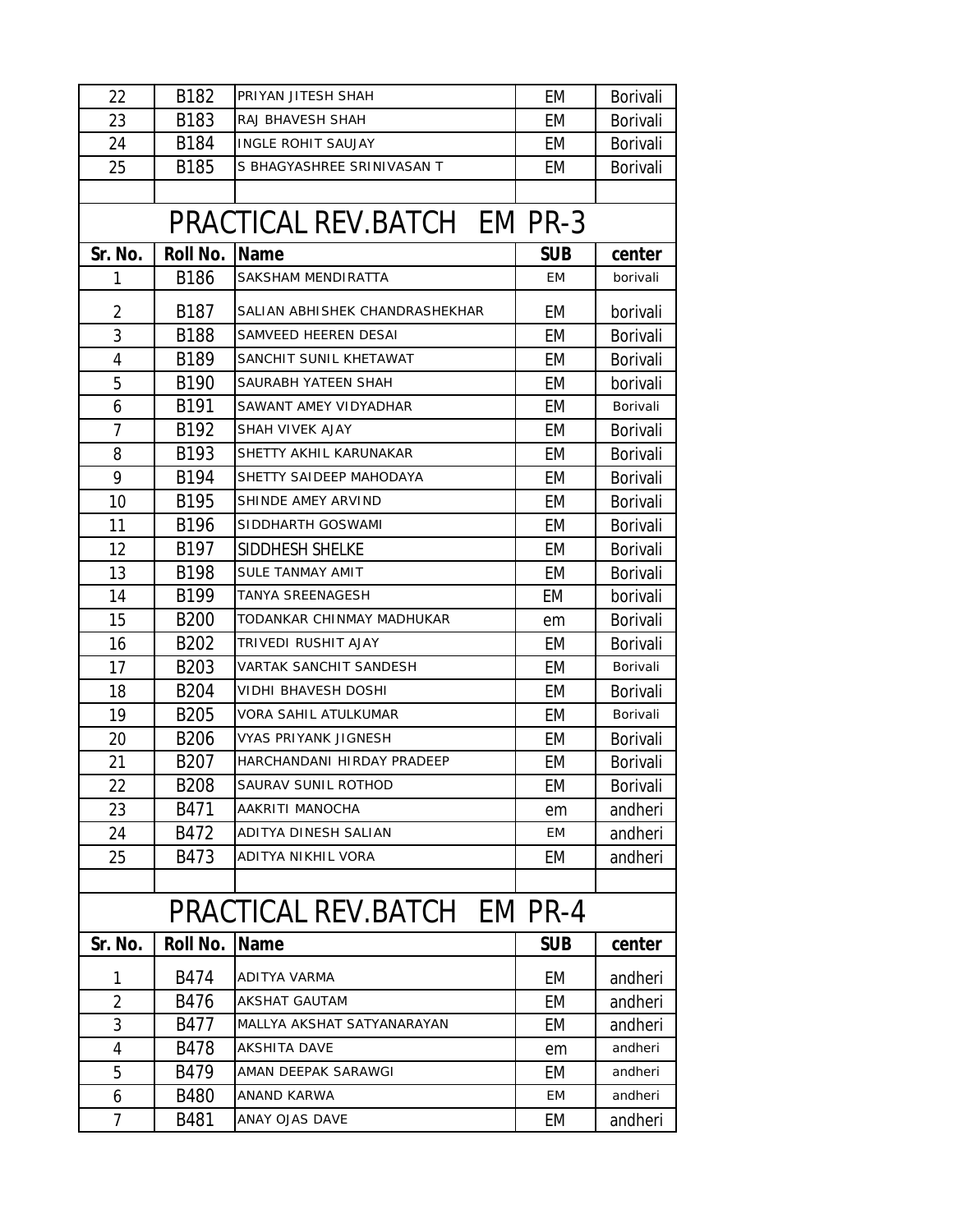| 22 | B182 | PRIYAN JITESH SHAH | EM | Borivali |
|---|---|---|---|---|
| 23 | B183 | RAJ BHAVESH SHAH | EM | Borivali |
| 24 | B184 | INGLE ROHIT SAUJAY | EM | Borivali |
| 25 | B185 | S BHAGYASHREE SRINIVASAN T | EM | Borivali |
| | | | | |

## PRACTICAL REV.BATCH EM PR-3

| Sr. No. | Roll No. | Name | SUB | center |
|---|---|---|---|---|
| 1 | B186 | SAKSHAM MENDIRATTA | EM | borivali |
| 2 | B187 | SALIAN ABHISHEK CHANDRASHEKHAR | EM | borivali |
| 3 | B188 | SAMVEED HEEREN DESAI | EM | Borivali |
| 4 | B189 | SANCHIT SUNIL KHETAWAT | EM | Borivali |
| 5 | B190 | SAURABH YATEEN SHAH | EM | borivali |
| 6 | B191 | SAWANT AMEY VIDYADHAR | EM | Borivali |
| 7 | B192 | SHAH VIVEK AJAY | EM | Borivali |
| 8 | B193 | SHETTY AKHIL KARUNAKAR | EM | Borivali |
| 9 | B194 | SHETTY SAIDEEP MAHODAYA | EM | Borivali |
| 10 | B195 | SHINDE AMEY ARVIND | EM | Borivali |
| 11 | B196 | SIDDHARTH GOSWAMI | EM | Borivali |
| 12 | B197 | SIDDHESH SHELKE | EM | Borivali |
| 13 | B198 | SULE TANMAY AMIT | EM | Borivali |
| 14 | B199 | TANYA SREENAGESH | EM | borivali |
| 15 | B200 | TODANKAR CHINMAY MADHUKAR | em | Borivali |
| 16 | B202 | TRIVEDI RUSHIT AJAY | EM | Borivali |
| 17 | B203 | VARTAK SANCHIT SANDESH | EM | Borivali |
| 18 | B204 | VIDHI BHAVESH DOSHI | EM | Borivali |
| 19 | B205 | VORA SAHIL ATULKUMAR | EM | Borivali |
| 20 | B206 | VYAS PRIYANK JIGNESH | EM | Borivali |
| 21 | B207 | HARCHANDANI HIRDAY PRADEEP | EM | Borivali |
| 22 | B208 | SAURAV SUNIL ROTHOD | EM | Borivali |
| 23 | B471 | AAKRITI MANOCHA | em | andheri |
| 24 | B472 | ADITYA DINESH SALIAN | EM | andheri |
| 25 | B473 | ADITYA NIKHIL VORA | EM | andheri |
| | | | | |

## PRACTICAL REV.BATCH EM PR-4

| Sr. No. | Roll No. | Name | SUB | center |
|---|---|---|---|---|
| 1 | B474 | ADITYA VARMA | EM | andheri |
| 2 | B476 | AKSHAT GAUTAM | EM | andheri |
| 3 | B477 | MALLYA AKSHAT SATYANARAYAN | EM | andheri |
| 4 | B478 | AKSHITA DAVE | em | andheri |
| 5 | B479 | AMAN DEEPAK SARAWGI | EM | andheri |
| 6 | B480 | ANAND KARWA | EM | andheri |
| 7 | B481 | ANAY OJAS DAVE | EM | andheri |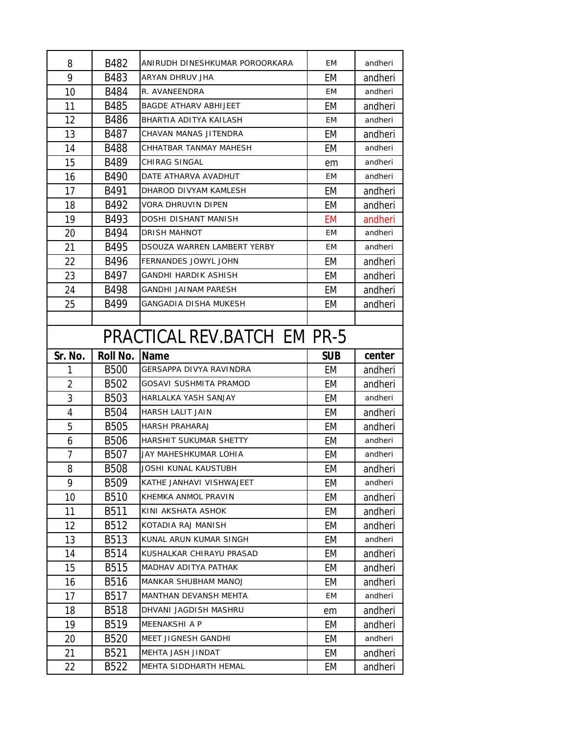| 8 | B482 | ANIRUDH DINESHKUMAR POROORKARA | EM | andheri |
|---|---|---|---|---|
| 9 | B483 | ARYAN DHRUV JHA | EM | andheri |
| 10 | B484 | R. AVANEENDRA | EM | andheri |
| 11 | B485 | BAGDE ATHARV ABHIJEET | EM | andheri |
| 12 | B486 | BHARTIA ADITYA KAILASH | EM | andheri |
| 13 | B487 | CHAVAN MANAS JITENDRA | EM | andheri |
| 14 | B488 | CHHATBAR TANMAY MAHESH | EM | andheri |
| 15 | B489 | CHIRAG SINGAL | em | andheri |
| 16 | B490 | DATE ATHARVA AVADHUT | EM | andheri |
| 17 | B491 | DHAROD DIVYAM KAMLESH | EM | andheri |
| 18 | B492 | VORA DHRUVIN DIPEN | EM | andheri |
| 19 | B493 | DOSHI DISHANT MANISH | EM | andheri |
| 20 | B494 | DRISH MAHNOT | EM | andheri |
| 21 | B495 | DSOUZA WARREN LAMBERT YERBY | EM | andheri |
| 22 | B496 | FERNANDES JOWYL JOHN | EM | andheri |
| 23 | B497 | GANDHI HARDIK ASHISH | EM | andheri |
| 24 | B498 | GANDHI JAINAM PARESH | EM | andheri |
| 25 | B499 | GANGADIA DISHA MUKESH | EM | andheri |

# PRACTICAL REV.BATCH EM PR-5

| Sr. No. | Roll No. | Name | SUB | center |
|---|---|---|---|---|
| 1 | B500 | GERSAPPA DIVYA RAVINDRA | EM | andheri |
| 2 | B502 | GOSAVI SUSHMITA PRAMOD | EM | andheri |
| 3 | B503 | HARLALKA YASH SANJAY | EM | andheri |
| 4 | B504 | HARSH LALIT JAIN | EM | andheri |
| 5 | B505 | HARSH PRAHARAJ | EM | andheri |
| 6 | B506 | HARSHIT SUKUMAR SHETTY | EM | andheri |
| 7 | B507 | JAY MAHESHKUMAR LOHIA | EM | andheri |
| 8 | B508 | JOSHI KUNAL KAUSTUBH | EM | andheri |
| 9 | B509 | KATHE JANHAVI VISHWAJEET | EM | andheri |
| 10 | B510 | KHEMKA ANMOL PRAVIN | EM | andheri |
| 11 | B511 | KINI AKSHATA ASHOK | EM | andheri |
| 12 | B512 | KOTADIA RAJ MANISH | EM | andheri |
| 13 | B513 | KUNAL ARUN KUMAR SINGH | EM | andheri |
| 14 | B514 | KUSHALKAR CHIRAYU PRASAD | EM | andheri |
| 15 | B515 | MADHAV ADITYA PATHAK | EM | andheri |
| 16 | B516 | MANKAR SHUBHAM MANOJ | EM | andheri |
| 17 | B517 | MANTHAN DEVANSH MEHTA | EM | andheri |
| 18 | B518 | DHVANI JAGDISH MASHRU | em | andheri |
| 19 | B519 | MEENAKSHI A P | EM | andheri |
| 20 | B520 | MEET JIGNESH GANDHI | EM | andheri |
| 21 | B521 | MEHTA JASH JINDAT | EM | andheri |
| 22 | B522 | MEHTA SIDDHARTH HEMAL | EM | andheri |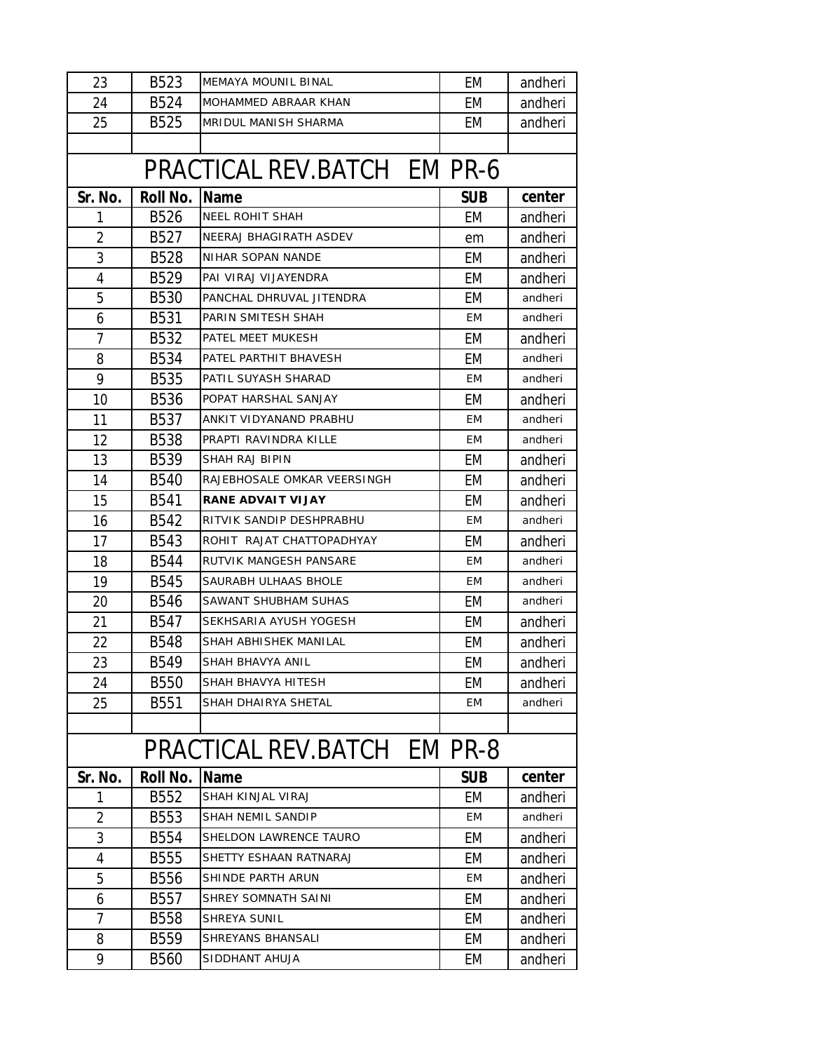| 23 | B523 | MEMAYA MOUNIL BINAL | EM | andheri |
|---|---|---|---|---|
| 24 | B524 | MOHAMMED ABRAAR KHAN | EM | andheri |
| 25 | B525 | MRIDUL MANISH SHARMA | EM | andheri |

## PRACTICAL REV.BATCH EM PR-6

| Sr. No. | Roll No. | Name | SUB | center |
|---|---|---|---|---|
| 1 | B526 | NEEL ROHIT SHAH | EM | andheri |
| 2 | B527 | NEERAJ BHAGIRATH ASDEV | em | andheri |
| 3 | B528 | NIHAR SOPAN NANDE | EM | andheri |
| 4 | B529 | PAI VIRAJ VIJAYENDRA | EM | andheri |
| 5 | B530 | PANCHAL DHRUVAL JITENDRA | EM | andheri |
| 6 | B531 | PARIN SMITESH SHAH | EM | andheri |
| 7 | B532 | PATEL MEET MUKESH | EM | andheri |
| 8 | B534 | PATEL PARTHIT BHAVESH | EM | andheri |
| 9 | B535 | PATIL SUYASH SHARAD | EM | andheri |
| 10 | B536 | POPAT HARSHAL SANJAY | EM | andheri |
| 11 | B537 | ANKIT VIDYANAND PRABHU | EM | andheri |
| 12 | B538 | PRAPTI RAVINDRA KILLE | EM | andheri |
| 13 | B539 | SHAH RAJ BIPIN | EM | andheri |
| 14 | B540 | RAJEBHOSALE OMKAR VEERSINGH | EM | andheri |
| 15 | B541 | **RANE ADVAIT VIJAY** | EM | andheri |
| 16 | B542 | RITVIK SANDIP DESHPRABHU | EM | andheri |
| 17 | B543 | ROHIT RAJAT CHATTOPADHYAY | EM | andheri |
| 18 | B544 | RUTVIK MANGESH PANSARE | EM | andheri |
| 19 | B545 | SAURABH ULHAAS BHOLE | EM | andheri |
| 20 | B546 | SAWANT SHUBHAM SUHAS | EM | andheri |
| 21 | B547 | SEKHSARIA AYUSH YOGESH | EM | andheri |
| 22 | B548 | SHAH ABHISHEK MANILAL | EM | andheri |
| 23 | B549 | SHAH BHAVYA ANIL | EM | andheri |
| 24 | B550 | SHAH BHAVYA HITESH | EM | andheri |
| 25 | B551 | SHAH DHAIRYA SHETAL | EM | andheri |

## PRACTICAL REV.BATCH EM PR-8

| Sr. No. | Roll No. | Name | SUB | center |
|---|---|---|---|---|
| 1 | B552 | SHAH KINJAL VIRAJ | EM | andheri |
| 2 | B553 | SHAH NEMIL SANDIP | EM | andheri |
| 3 | B554 | SHELDON LAWRENCE TAURO | EM | andheri |
| 4 | B555 | SHETTY ESHAAN RATNARAJ | EM | andheri |
| 5 | B556 | SHINDE PARTH ARUN | EM | andheri |
| 6 | B557 | SHREY SOMNATH SAINI | EM | andheri |
| 7 | B558 | SHREYA SUNIL | EM | andheri |
| 8 | B559 | SHREYANS BHANSALI | EM | andheri |
| 9 | B560 | SIDDHANT AHUJA | EM | andheri |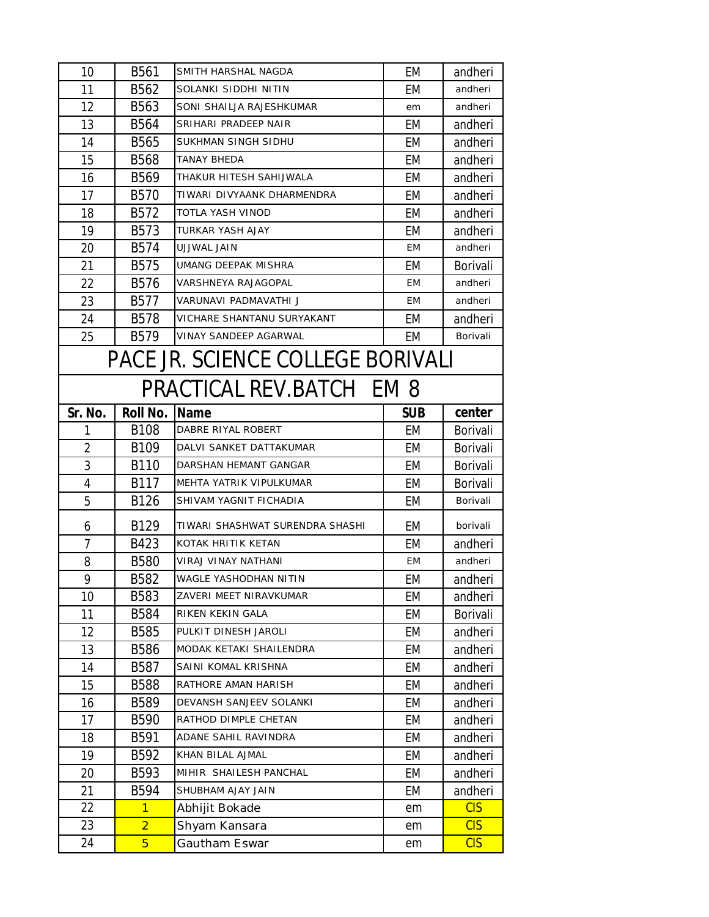| 10 | B561 | SMITH HARSHAL NAGDA | EM | andheri |
|---|---|---|---|---|
| 11 | B562 | SOLANKI SIDDHI NITIN | EM | andheri |
| 12 | B563 | SONI SHAILJA RAJESHKUMAR | em | andheri |
| 13 | B564 | SRIHARI PRADEEP NAIR | EM | andheri |
| 14 | B565 | SUKHMAN SINGH SIDHU | EM | andheri |
| 15 | B568 | TANAY BHEDA | EM | andheri |
| 16 | B569 | THAKUR HITESH SAHIJWALA | EM | andheri |
| 17 | B570 | TIWARI DIVYAANK DHARMENDRA | EM | andheri |
| 18 | B572 | TOTLA YASH VINOD | EM | andheri |
| 19 | B573 | TURKAR YASH AJAY | EM | andheri |
| 20 | B574 | UJJWAL JAIN | EM | andheri |
| 21 | B575 | UMANG DEEPAK MISHRA | EM | Borivali |
| 22 | B576 | VARSHNEYA RAJAGOPAL | EM | andheri |
| 23 | B577 | VARUNAVI PADMAVATHI J | EM | andheri |
| 24 | B578 | VICHARE SHANTANU SURYAKANT | EM | andheri |
| 25 | B579 | VINAY SANDEEP AGARWAL | EM | Borivali |

# PACE JR. SCIENCE COLLEGE BORIVALI

## PRACTICAL REV.BATCH EM 8

| Sr. No. | Roll No. | Name | SUB | center |
|---|---|---|---|---|
| 1 | B108 | DABRE RIYAL ROBERT | EM | Borivali |
| 2 | B109 | DALVI SANKET DATTAKUMAR | EM | Borivali |
| 3 | B110 | DARSHAN HEMANT GANGAR | EM | Borivali |
| 4 | B117 | MEHTA YATRIK VIPULKUMAR | EM | Borivali |
| 5 | B126 | SHIVAM YAGNIT FICHADIA | EM | Borivali |
| 6 | B129 | TIWARI SHASHWAT SURENDRA SHASHI | EM | borivali |
| 7 | B423 | KOTAK HRITIK KETAN | EM | andheri |
| 8 | B580 | VIRAJ VINAY NATHANI | EM | andheri |
| 9 | B582 | WAGLE YASHODHAN NITIN | EM | andheri |
| 10 | B583 | ZAVERI MEET NIRAVKUMAR | EM | andheri |
| 11 | B584 | RIKEN KEKIN GALA | EM | Borivali |
| 12 | B585 | PULKIT DINESH JAROLI | EM | andheri |
| 13 | B586 | MODAK KETAKI SHAILENDRA | EM | andheri |
| 14 | B587 | SAINI KOMAL KRISHNA | EM | andheri |
| 15 | B588 | RATHORE AMAN HARISH | EM | andheri |
| 16 | B589 | DEVANSH SANJEEV SOLANKI | EM | andheri |
| 17 | B590 | RATHOD DIMPLE CHETAN | EM | andheri |
| 18 | B591 | ADANE SAHIL RAVINDRA | EM | andheri |
| 19 | B592 | KHAN BILAL AJMAL | EM | andheri |
| 20 | B593 | MIHIR SHAILESH PANCHAL | EM | andheri |
| 21 | B594 | SHUBHAM AJAY JAIN | EM | andheri |
| 22 | 1 | Abhijit Bokade | em | CIS |
| 23 | 2 | Shyam Kansara | em | CIS |
| 24 | 5 | Gautham Eswar | em | CIS |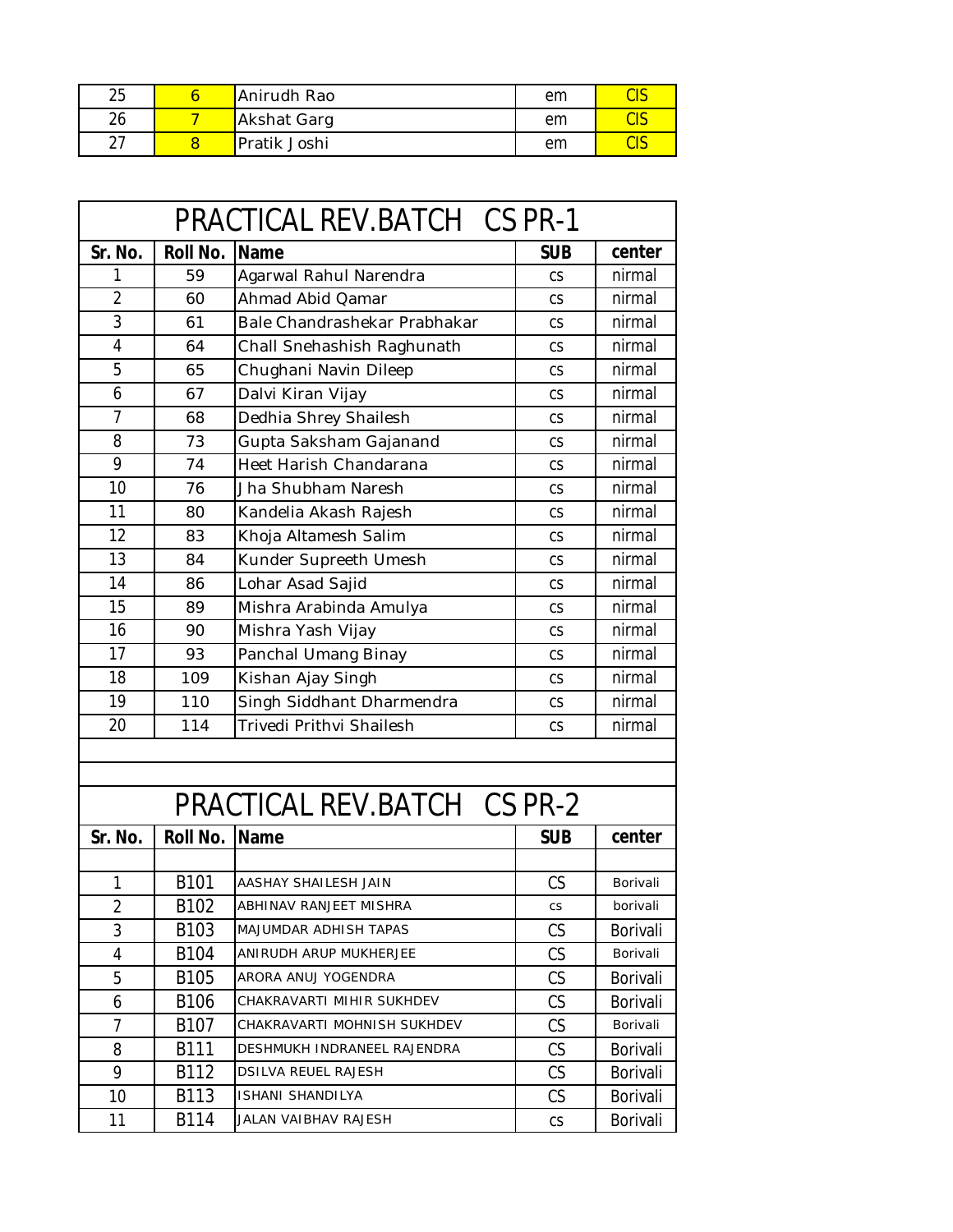| 25 | 6 | Anirudh Rao | em | CIS |
|---|---|---|---|---|
| 26 | 7 | Akshat Garg | em | CIS |
| 27 | 8 | Pratik Joshi | em | CIS |

## PRACTICAL REV.BATCH CS PR-1

| Sr. No. | Roll No. | Name | SUB | center |
|---|---|---|---|---|
| 1 | 59 | Agarwal Rahul Narendra | cs | nirmal |
| 2 | 60 | Ahmad Abid Qamar | cs | nirmal |
| 3 | 61 | Bale Chandrashekar Prabhakar | cs | nirmal |
| 4 | 64 | Chall Snehashish Raghunath | cs | nirmal |
| 5 | 65 | Chughani Navin Dileep | cs | nirmal |
| 6 | 67 | Dalvi Kiran Vijay | cs | nirmal |
| 7 | 68 | Dedhia Shrey Shailesh | cs | nirmal |
| 8 | 73 | Gupta Saksham Gajanand | cs | nirmal |
| 9 | 74 | Heet Harish Chandarana | cs | nirmal |
| 10 | 76 | Jha Shubham Naresh | cs | nirmal |
| 11 | 80 | Kandelia Akash Rajesh | cs | nirmal |
| 12 | 83 | Khoja Altamesh Salim | cs | nirmal |
| 13 | 84 | Kunder Supreeth Umesh | cs | nirmal |
| 14 | 86 | Lohar Asad Sajid | cs | nirmal |
| 15 | 89 | Mishra Arabinda Amulya | cs | nirmal |
| 16 | 90 | Mishra Yash Vijay | cs | nirmal |
| 17 | 93 | Panchal Umang Binay | cs | nirmal |
| 18 | 109 | Kishan Ajay Singh | cs | nirmal |
| 19 | 110 | Singh Siddhant Dharmendra | cs | nirmal |
| 20 | 114 | Trivedi Prithvi Shailesh | cs | nirmal |

## PRACTICAL REV.BATCH CS PR-2

| Sr. No. | Roll No. | Name | SUB | center |
|---|---|---|---|---|
| | | | | |
| 1 | B101 | AASHAY SHAILESH JAIN | CS | Borivali |
| 2 | B102 | ABHINAV RANJEET MISHRA | cs | borivali |
| 3 | B103 | MAJUMDAR ADHISH TAPAS | CS | Borivali |
| 4 | B104 | ANIRUDH ARUP MUKHERJEE | CS | Borivali |
| 5 | B105 | ARORA ANUJ YOGENDRA | CS | Borivali |
| 6 | B106 | CHAKRAVARTI MIHIR SUKHDEV | CS | Borivali |
| 7 | B107 | CHAKRAVARTI MOHNISH SUKHDEV | CS | Borivali |
| 8 | B111 | DESHMUKH INDRANEEL RAJENDRA | CS | Borivali |
| 9 | B112 | DSILVA REUEL RAJESH | CS | Borivali |
| 10 | B113 | ISHANI SHANDILYA | CS | Borivali |
| 11 | B114 | JALAN VAIBHAV RAJESH | cs | Borivali |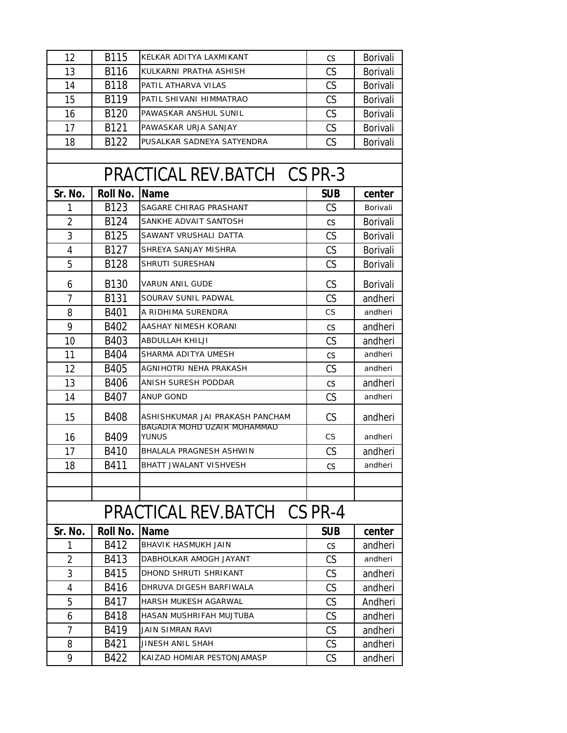| 12 | B115 | KELKAR ADITYA LAXMIKANT | cs | Borivali |
|---|---|---|---|---|
| 13 | B116 | KULKARNI PRATHA ASHISH | CS | Borivali |
| 14 | B118 | PATIL ATHARVA VILAS | CS | Borivali |
| 15 | B119 | PATIL SHIVANI HIMMATRAO | CS | Borivali |
| 16 | B120 | PAWASKAR ANSHUL SUNIL | CS | Borivali |
| 17 | B121 | PAWASKAR URJA SANJAY | CS | Borivali |
| 18 | B122 | PUSALKAR SADNEYA SATYENDRA | CS | Borivali |

## PRACTICAL REV.BATCH CS PR-3

| Sr. No. | Roll No. | Name | SUB | center |
|---|---|---|---|---|
| 1 | B123 | SAGARE CHIRAG PRASHANT | CS | Borivali |
| 2 | B124 | SANKHE ADVAIT SANTOSH | cs | Borivali |
| 3 | B125 | SAWANT VRUSHALI DATTA | CS | Borivali |
| 4 | B127 | SHREYA SANJAY MISHRA | CS | Borivali |
| 5 | B128 | SHRUTI SURESHAN | CS | Borivali |
| 6 | B130 | VARUN ANIL GUDE | CS | Borivali |
| 7 | B131 | SOURAV SUNIL PADWAL | CS | andheri |
| 8 | B401 | A RIDHIMA SURENDRA | CS | andheri |
| 9 | B402 | AASHAY NIMESH KORANI | cs | andheri |
| 10 | B403 | ABDULLAH KHILJI | CS | andheri |
| 11 | B404 | SHARMA ADITYA UMESH | cs | andheri |
| 12 | B405 | AGNIHOTRI NEHA PRAKASH | CS | andheri |
| 13 | B406 | ANISH SURESH PODDAR | cs | andheri |
| 14 | B407 | ANUP GOND | CS | andheri |
| 15 | B408 | ASHISHKUMAR JAI PRAKASH PANCHAM | CS | andheri |
| 16 | B409 | BAGADIA MOHD UZAIR MOHAMMAD YUNUS | CS | andheri |
| 17 | B410 | BHALALA PRAGNESH ASHWIN | CS | andheri |
| 18 | B411 | BHATT JWALANT VISHVESH | cs | andheri |

## PRACTICAL REV.BATCH CS PR-4

| Sr. No. | Roll No. | Name | SUB | center |
|---|---|---|---|---|
| 1 | B412 | BHAVIK HASMUKH JAIN | cs | andheri |
| 2 | B413 | DABHOLKAR AMOGH JAYANT | CS | andheri |
| 3 | B415 | DHOND SHRUTI SHRIKANT | CS | andheri |
| 4 | B416 | DHRUVA DIGESH BARFIWALA | CS | andheri |
| 5 | B417 | HARSH MUKESH AGARWAL | CS | Andheri |
| 6 | B418 | HASAN MUSHRIFAH MUJTUBA | CS | andheri |
| 7 | B419 | JAIN SIMRAN RAVI | CS | andheri |
| 8 | B421 | JINESH ANIL SHAH | CS | andheri |
| 9 | B422 | KAIZAD HOMIAR PESTONJAMASP | CS | andheri |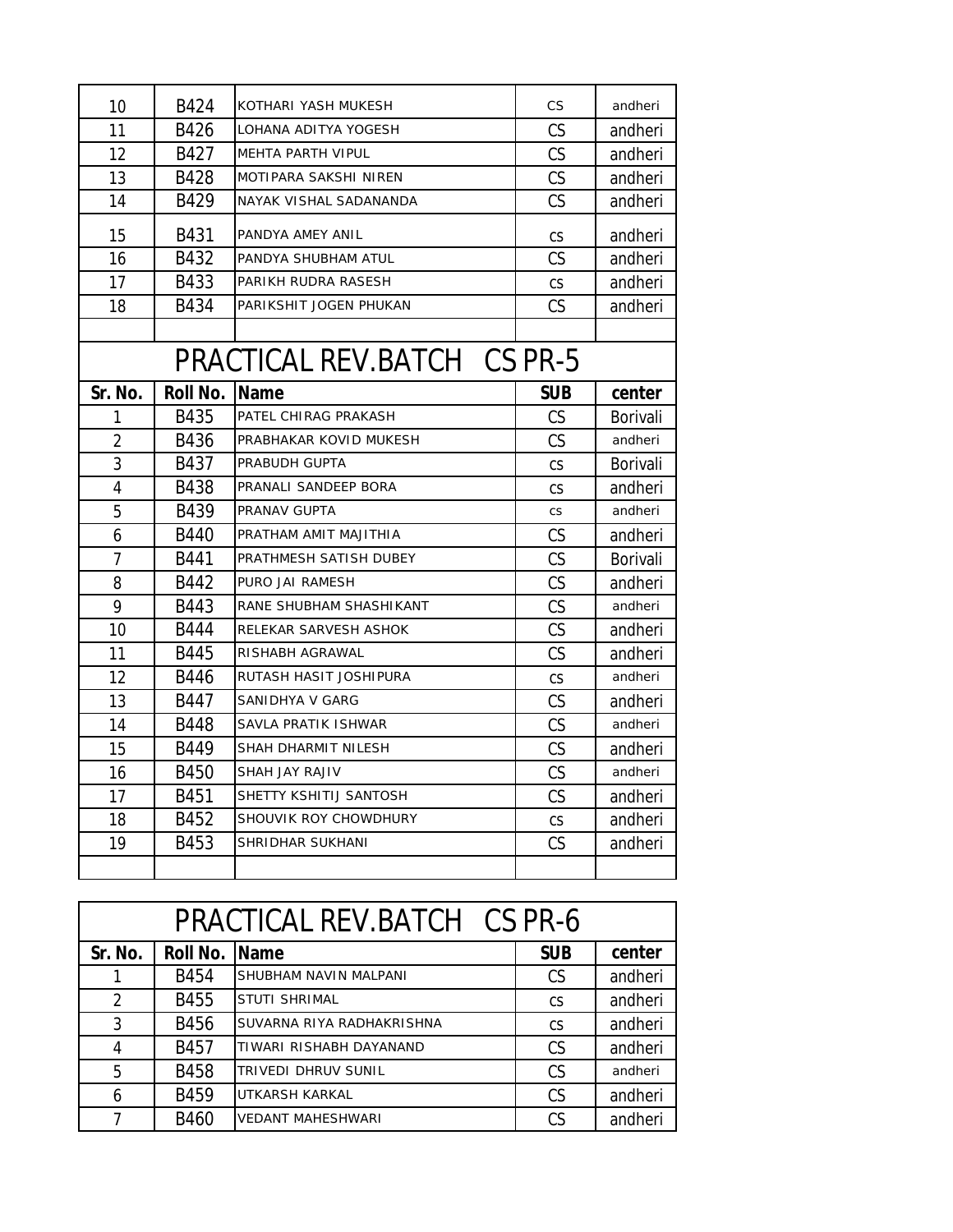| | | | | |
|---|---|---|---|---|
| 10 | B424 | KOTHARI YASH MUKESH | CS | andheri |
| 11 | B426 | LOHANA ADITYA YOGESH | CS | andheri |
| 12 | B427 | MEHTA PARTH VIPUL | CS | andheri |
| 13 | B428 | MOTIPARA SAKSHI NIREN | CS | andheri |
| 14 | B429 | NAYAK VISHAL SADANANDA | CS | andheri |
| 15 | B431 | PANDYA AMEY ANIL | cs | andheri |
| 16 | B432 | PANDYA SHUBHAM ATUL | CS | andheri |
| 17 | B433 | PARIKH RUDRA RASESH | cs | andheri |
| 18 | B434 | PARIKSHIT JOGEN PHUKAN | CS | andheri |

## PRACTICAL REV.BATCH CS PR-5

| Sr. No. | Roll No. | Name | SUB | center |
|---|---|---|---|---|
| 1 | B435 | PATEL CHIRAG PRAKASH | CS | Borivali |
| 2 | B436 | PRABHAKAR KOVID MUKESH | CS | andheri |
| 3 | B437 | PRABUDH GUPTA | cs | Borivali |
| 4 | B438 | PRANALI SANDEEP BORA | cs | andheri |
| 5 | B439 | PRANAV GUPTA | cs | andheri |
| 6 | B440 | PRATHAM AMIT MAJITHIA | CS | andheri |
| 7 | B441 | PRATHMESH SATISH DUBEY | CS | Borivali |
| 8 | B442 | PURO JAI RAMESH | CS | andheri |
| 9 | B443 | RANE SHUBHAM SHASHIKANT | CS | andheri |
| 10 | B444 | RELEKAR SARVESH ASHOK | CS | andheri |
| 11 | B445 | RISHABH AGRAWAL | CS | andheri |
| 12 | B446 | RUTASH HASIT JOSHIPURA | cs | andheri |
| 13 | B447 | SANIDHYA V GARG | CS | andheri |
| 14 | B448 | SAVLA PRATIK ISHWAR | CS | andheri |
| 15 | B449 | SHAH DHARMIT NILESH | CS | andheri |
| 16 | B450 | SHAH JAY RAJIV | CS | andheri |
| 17 | B451 | SHETTY KSHITIJ SANTOSH | CS | andheri |
| 18 | B452 | SHOUVIK ROY CHOWDHURY | cs | andheri |
| 19 | B453 | SHRIDHAR SUKHANI | CS | andheri |

## PRACTICAL REV.BATCH CS PR-6

| Sr. No. | Roll No. | Name | SUB | center |
|---|---|---|---|---|
| 1 | B454 | SHUBHAM NAVIN MALPANI | CS | andheri |
| 2 | B455 | STUTI SHRIMAL | cs | andheri |
| 3 | B456 | SUVARNA RIYA RADHAKRISHNA | cs | andheri |
| 4 | B457 | TIWARI RISHABH DAYANAND | CS | andheri |
| 5 | B458 | TRIVEDI DHRUV SUNIL | CS | andheri |
| 6 | B459 | UTKARSH KARKAL | CS | andheri |
| 7 | B460 | VEDANT MAHESHWARI | CS | andheri |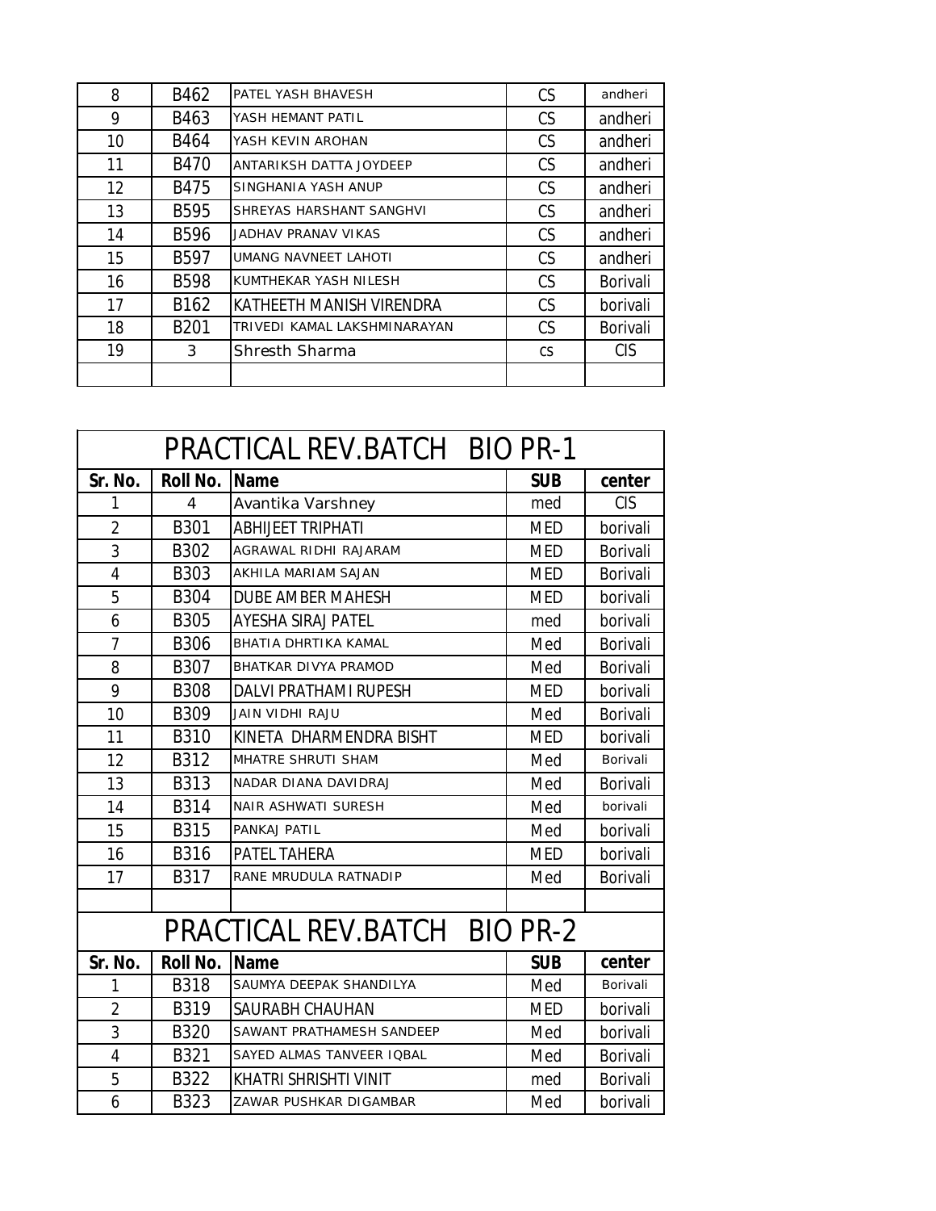| | | | | |
|---|---|---|---|---|
| 8 | B462 | PATEL YASH BHAVESH | CS | andheri |
| 9 | B463 | YASH HEMANT PATIL | CS | andheri |
| 10 | B464 | YASH KEVIN AROHAN | CS | andheri |
| 11 | B470 | ANTARIKSH DATTA JOYDEEP | CS | andheri |
| 12 | B475 | SINGHANIA YASH ANUP | CS | andheri |
| 13 | B595 | SHREYAS HARSHANT SANGHVI | CS | andheri |
| 14 | B596 | JADHAV PRANAV VIKAS | CS | andheri |
| 15 | B597 | UMANG NAVNEET LAHOTI | CS | andheri |
| 16 | B598 | KUMTHEKAR YASH NILESH | CS | Borivali |
| 17 | B162 | KATHEETH MANISH VIRENDRA | CS | borivali |
| 18 | B201 | TRIVEDI KAMAL LAKSHMINARAYAN | CS | Borivali |
| 19 | 3 | Shresth Sharma | cs | CIS |
| | | | | |

## PRACTICAL REV.BATCH BIO PR-1

| Sr. No. | Roll No. | Name | SUB | center |
|---|---|---|---|---|
| 1 | 4 | Avantika Varshney | med | CIS |
| 2 | B301 | ABHIJEET TRIPHATI | MED | borivali |
| 3 | B302 | AGRAWAL RIDHI RAJARAM | MED | Borivali |
| 4 | B303 | AKHILA MARIAM SAJAN | MED | Borivali |
| 5 | B304 | DUBE AMBER MAHESH | MED | borivali |
| 6 | B305 | AYESHA SIRAJ PATEL | med | borivali |
| 7 | B306 | BHATIA DHRTIKA KAMAL | Med | Borivali |
| 8 | B307 | BHATKAR DIVYA PRAMOD | Med | Borivali |
| 9 | B308 | DALVI PRATHAMI RUPESH | MED | borivali |
| 10 | B309 | JAIN VIDHI RAJU | Med | Borivali |
| 11 | B310 | KINETA DHARMENDRA BISHT | MED | borivali |
| 12 | B312 | MHATRE SHRUTI SHAM | Med | Borivali |
| 13 | B313 | NADAR DIANA DAVIDRAJ | Med | Borivali |
| 14 | B314 | NAIR ASHWATI SURESH | Med | borivali |
| 15 | B315 | PANKAJ PATIL | Med | borivali |
| 16 | B316 | PATEL TAHERA | MED | borivali |
| 17 | B317 | RANE MRUDULA RATNADIP | Med | Borivali |
| | | | | |

## PRACTICAL REV.BATCH BIO PR-2

| Sr. No. | Roll No. | Name | SUB | center |
|---|---|---|---|---|
| 1 | B318 | SAUMYA DEEPAK SHANDILYA | Med | Borivali |
| 2 | B319 | SAURABH CHAUHAN | MED | borivali |
| 3 | B320 | SAWANT PRATHAMESH SANDEEP | Med | borivali |
| 4 | B321 | SAYED ALMAS TANVEER IQBAL | Med | Borivali |
| 5 | B322 | KHATRI SHRISHTI VINIT | med | Borivali |
| 6 | B323 | ZAWAR PUSHKAR DIGAMBAR | Med | borivali |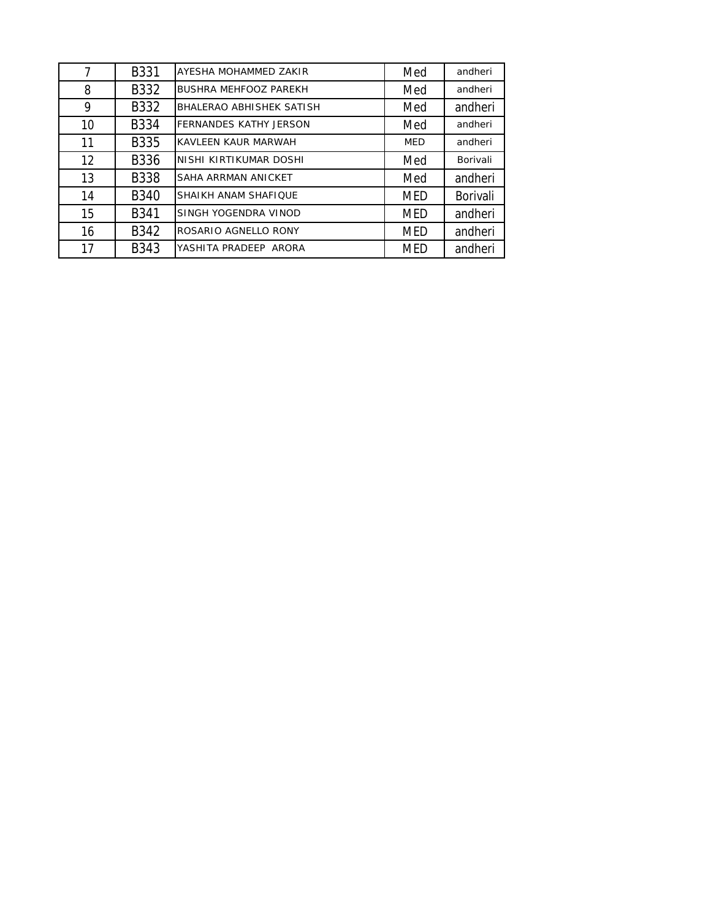| | | | | |
|---|---|---|---|---|
| 7 | B331 | AYESHA MOHAMMED ZAKIR | Med | andheri |
| 8 | B332 | BUSHRA MEHFOOZ PAREKH | Med | andheri |
| 9 | B332 | BHALERAO ABHISHEK SATISH | Med | andheri |
| 10 | B334 | FERNANDES KATHY JERSON | Med | andheri |
| 11 | B335 | KAVLEEN KAUR MARWAH | MED | andheri |
| 12 | B336 | NISHI KIRTIKUMAR DOSHI | Med | Borivali |
| 13 | B338 | SAHA ARRMAN ANICKET | Med | andheri |
| 14 | B340 | SHAIKH ANAM SHAFIQUE | MED | Borivali |
| 15 | B341 | SINGH YOGENDRA VINOD | MED | andheri |
| 16 | B342 | ROSARIO AGNELLO RONY | MED | andheri |
| 17 | B343 | YASHITA PRADEEP ARORA | MED | andheri |